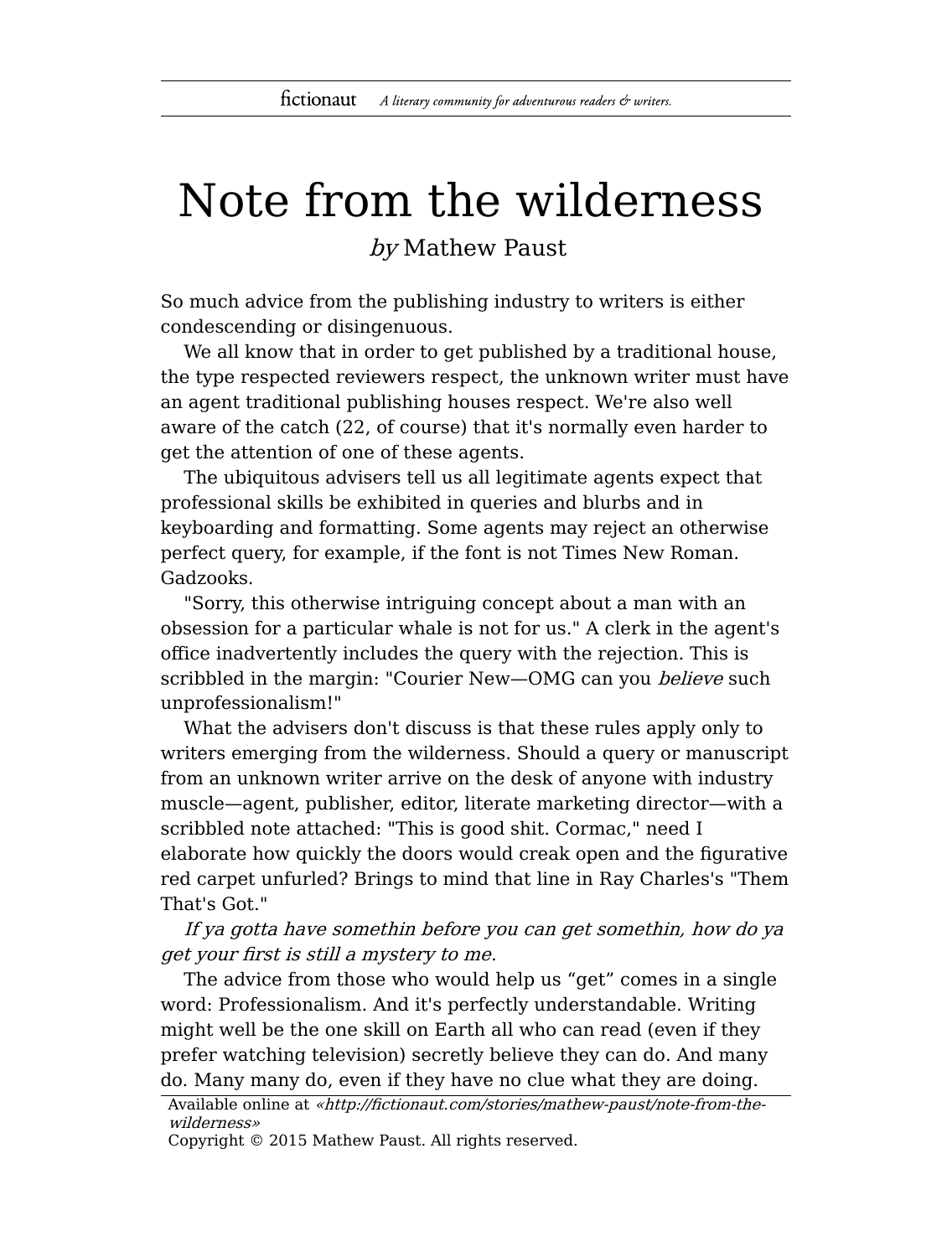# Note from the wilderness

*by* Mathew Paust

So much advice from the publishing industry to writers is either condescending or disingenuous.

We all know that in order to get published by a traditional house, the type respected reviewers respect, the unknown writer must have an agent traditional publishing houses respect. We're also well aware of the catch (22, of course) that it's normally even harder to get the attention of one of these agents.

The ubiquitous advisers tell us all legitimate agents expect that professional skills be exhibited in queries and blurbs and in keyboarding and formatting. Some agents may reject an otherwise perfect query, for example, if the font is not Times New Roman. Gadzooks.

"Sorry, this otherwise intriguing concept about a man with an obsession for a particular whale is not for us." A clerk in the agent's office inadvertently includes the query with the rejection. This is scribbled in the margin: "Courier New—OMG can you *believe* such unprofessionalism!"

What the advisers don't discuss is that these rules apply only to writers emerging from the wilderness. Should a query or manuscript from an unknown writer arrive on the desk of anyone with industry muscle—agent, publisher, editor, literate marketing director—with a scribbled note attached: "This is good shit. Cormac," need I elaborate how quickly the doors would creak open and the figurative red carpet unfurled? Brings to mind that line in Ray Charles's "Them That's Got."

*If ya gotta have somethin before you can get somethin, how do ya get your first is still a mystery to me*.

The advice from those who would help us "get" comes in a single word: Professionalism. And it's perfectly understandable. Writing might well be the one skill on Earth all who can read (even if they prefer watching television) secretly believe they can do. And many do. Many many do, even if they have no clue what they are doing.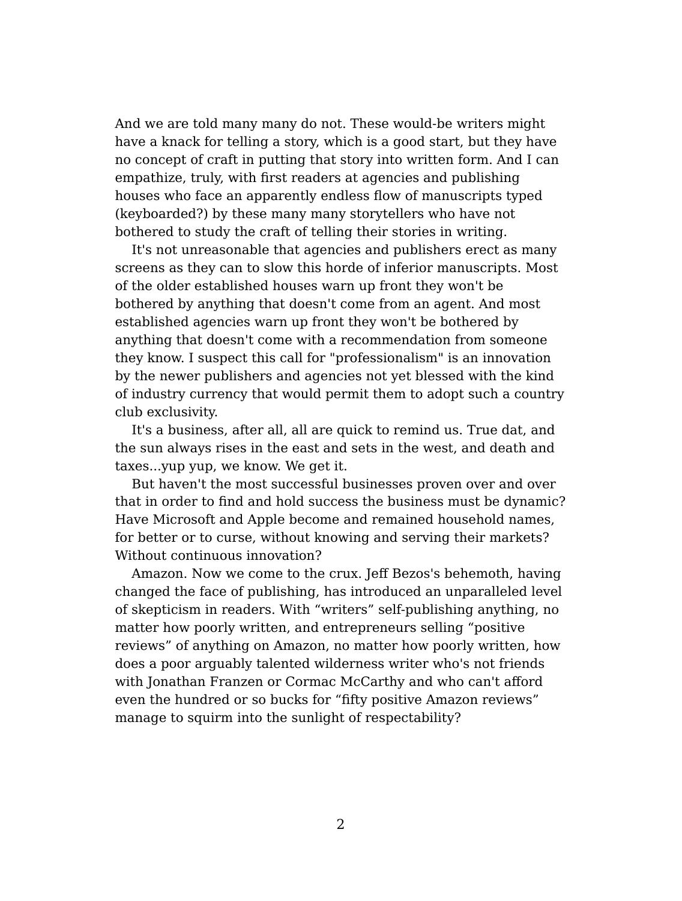And we are told many many do not. These would-be writers might have a knack for telling a story, which is a good start, but they have no concept of craft in putting that story into written form. And I can empathize, truly, with first readers at agencies and publishing houses who face an apparently endless flow of manuscripts typed (keyboarded?) by these many many storytellers who have not bothered to study the craft of telling their stories in writing.

It's not unreasonable that agencies and publishers erect as many screens as they can to slow this horde of inferior manuscripts. Most of the older established houses warn up front they won't be bothered by anything that doesn't come from an agent. And most established agencies warn up front they won't be bothered by anything that doesn't come with a recommendation from someone they know. I suspect this call for "professionalism" is an innovation by the newer publishers and agencies not yet blessed with the kind of industry currency that would permit them to adopt such a country club exclusivity.

It's a business, after all, all are quick to remind us. True dat, and the sun always rises in the east and sets in the west, and death and taxes...yup yup, we know. We get it.

But haven't the most successful businesses proven over and over that in order to find and hold success the business must be dynamic? Have Microsoft and Apple become and remained household names, for better or to curse, without knowing and serving their markets? Without continuous innovation?

Amazon. Now we come to the crux. Jeff Bezos's behemoth, having changed the face of publishing, has introduced an unparalleled level of skepticism in readers. With “writers” self-publishing anything, no matter how poorly written, and entrepreneurs selling “positive reviews” of anything on Amazon, no matter how poorly written, how does a poor arguably talented wilderness writer who's not friends with Jonathan Franzen or Cormac McCarthy and who can't afford even the hundred or so bucks for “fifty positive Amazon reviews” manage to squirm into the sunlight of respectability?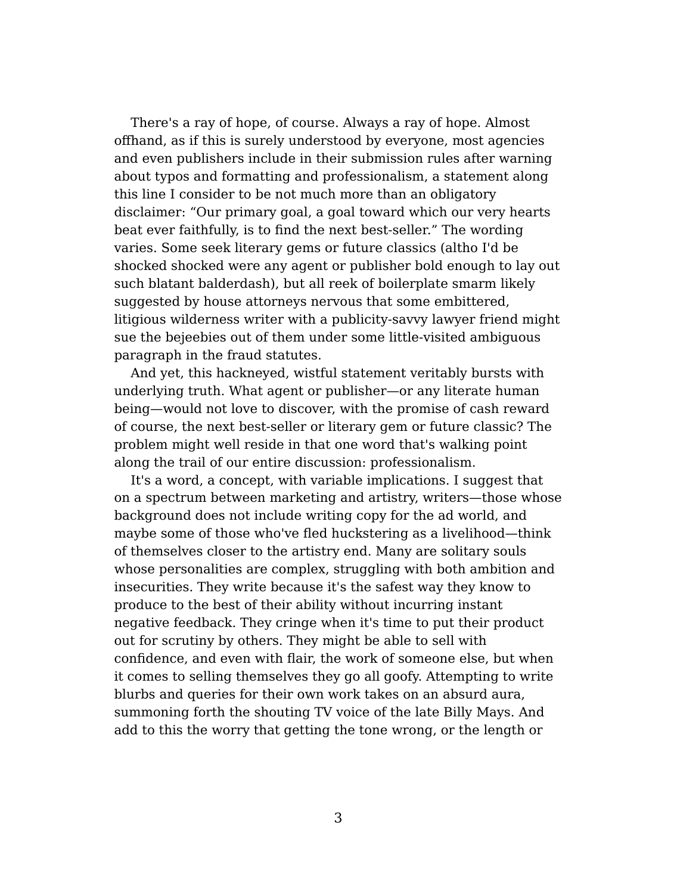There's a ray of hope, of course. Always a ray of hope. Almost offhand, as if this is surely understood by everyone, most agencies and even publishers include in their submission rules after warning about typos and formatting and professionalism, a statement along this line I consider to be not much more than an obligatory disclaimer: “Our primary goal, a goal toward which our very hearts beat ever faithfully, is to find the next best-seller.” The wording varies. Some seek literary gems or future classics (altho I'd be shocked shocked were any agent or publisher bold enough to lay out such blatant balderdash), but all reek of boilerplate smarm likely suggested by house attorneys nervous that some embittered, litigious wilderness writer with a publicity-savvy lawyer friend might sue the bejeebies out of them under some little-visited ambiguous paragraph in the fraud statutes.

And yet, this hackneyed, wistful statement veritably bursts with underlying truth. What agent or publisher—or any literate human being—would not love to discover, with the promise of cash reward of course, the next best-seller or literary gem or future classic? The problem might well reside in that one word that's walking point along the trail of our entire discussion: professionalism.

It's a word, a concept, with variable implications. I suggest that on a spectrum between marketing and artistry, writers—those whose background does not include writing copy for the ad world, and maybe some of those who've fled huckstering as a livelihood—think of themselves closer to the artistry end. Many are solitary souls whose personalities are complex, struggling with both ambition and insecurities. They write because it's the safest way they know to produce to the best of their ability without incurring instant negative feedback. They cringe when it's time to put their product out for scrutiny by others. They might be able to sell with confidence, and even with flair, the work of someone else, but when it comes to selling themselves they go all goofy. Attempting to write blurbs and queries for their own work takes on an absurd aura, summoning forth the shouting TV voice of the late Billy Mays. And add to this the worry that getting the tone wrong, or the length or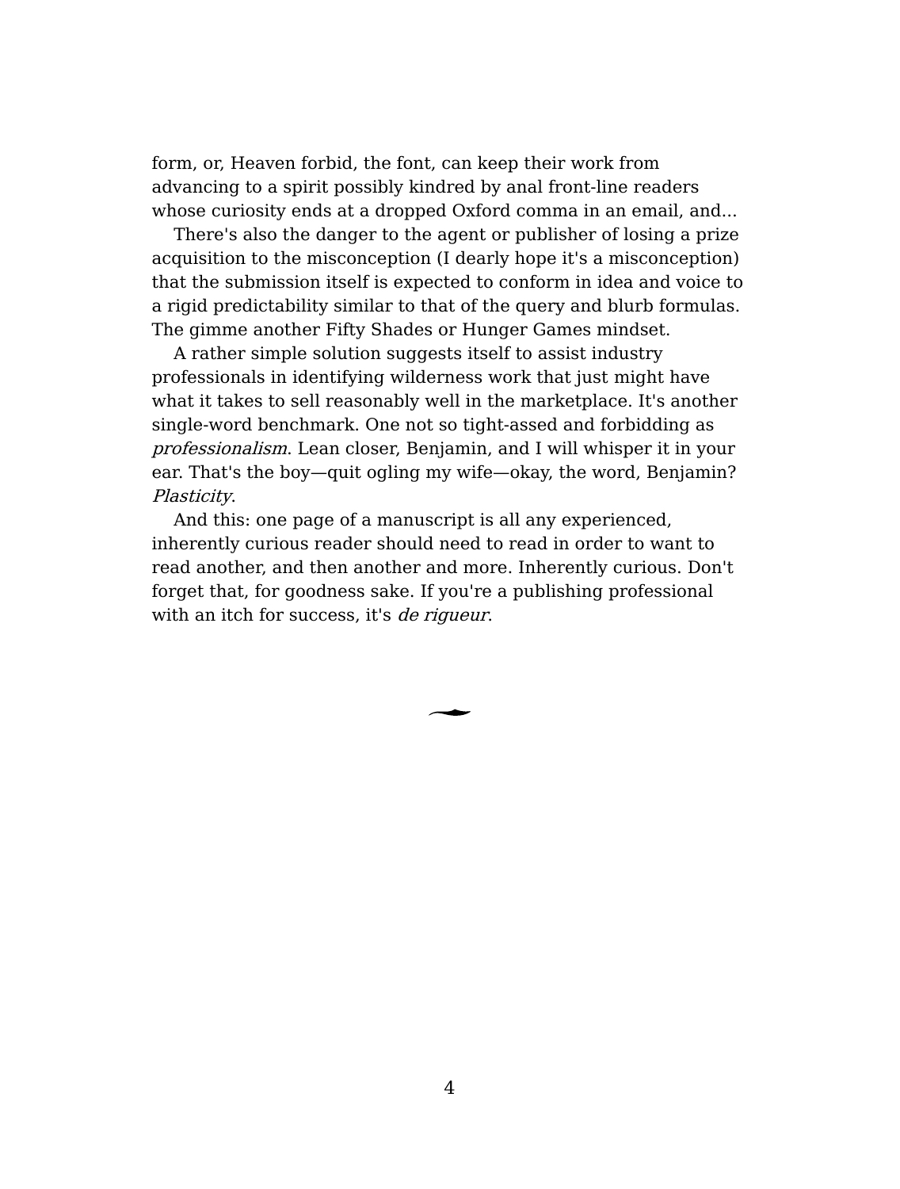form, or, Heaven forbid, the font, can keep their work from advancing to a spirit possibly kindred by anal front-line readers whose curiosity ends at a dropped Oxford comma in an email, and...

There's also the danger to the agent or publisher of losing a prize acquisition to the misconception (I dearly hope it's a misconception) that the submission itself is expected to conform in idea and voice to a rigid predictability similar to that of the query and blurb formulas. The gimme another Fifty Shades or Hunger Games mindset.

A rather simple solution suggests itself to assist industry professionals in identifying wilderness work that just might have what it takes to sell reasonably well in the marketplace. It's another single-word benchmark. One not so tight-assed and forbidding as *professionalism*. Lean closer, Benjamin, and I will whisper it in your ear. That's the boy—quit ogling my wife—okay, the word, Benjamin? *Plasticity*.

And this: one page of a manuscript is all any experienced, inherently curious reader should need to read in order to want to read another, and then another and more. Inherently curious. Don't forget that, for goodness sake. If you're a publishing professional with an itch for success, it's *de rigueur*.